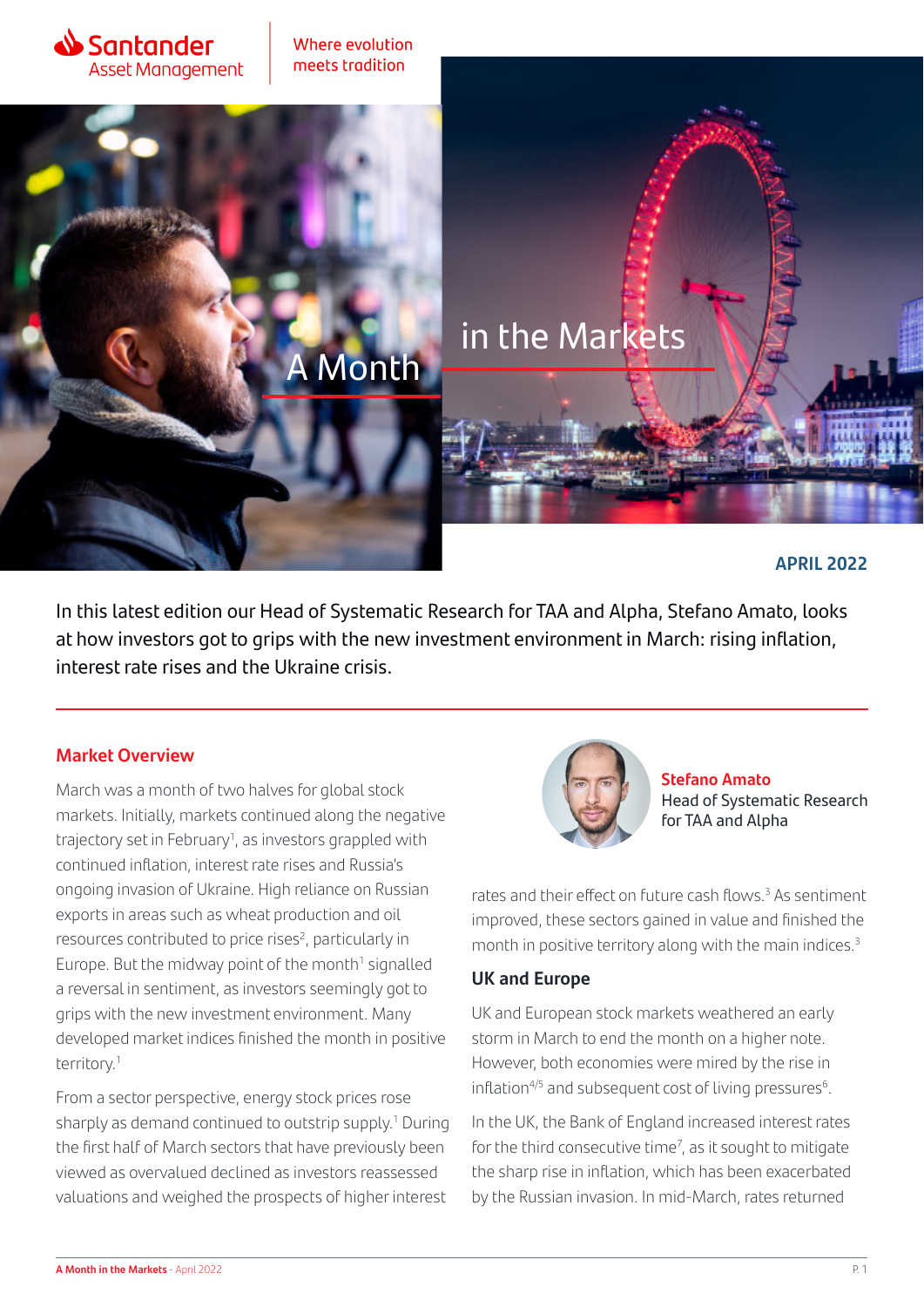Santander Asset Management

Where evolution meets tradition

# A Month in the Markets

**APRIL 2022**

In this latest edition our Head of Systematic Research for TAA and Alpha, Stefano Amato, looks at how investors got to grips with the new investment environment in March: rising inflation, interest rate rises and the Ukraine crisis.

**Stefano Amato**
Head of Systematic Research for TAA and Alpha

## Market Overview

March was a month of two halves for global stock markets. Initially, markets continued along the negative trajectory set in February[1], as investors grappled with continued inflation, interest rate rises and Russia's ongoing invasion of Ukraine. High reliance on Russian exports in areas such as wheat production and oil resources contributed to price rises[2], particularly in Europe. But the midway point of the month[1] signalled a reversal in sentiment, as investors seemingly got to grips with the new investment environment. Many developed market indices finished the month in positive territory.[1]

From a sector perspective, energy stock prices rose sharply as demand continued to outstrip supply.[1] During the first half of March sectors that have previously been viewed as overvalued declined as investors reassessed valuations and weighed the prospects of higher interest rates and their effect on future cash flows.[3] As sentiment improved, these sectors gained in value and finished the month in positive territory along with the main indices.[3]

### UK and Europe

UK and European stock markets weathered an early storm in March to end the month on a higher note. However, both economies were mired by the rise in inflation[4/5] and subsequent cost of living pressures[6].

In the UK, the Bank of England increased interest rates for the third consecutive time[7], as it sought to mitigate the sharp rise in inflation, which has been exacerbated by the Russian invasion. In mid-March, rates returned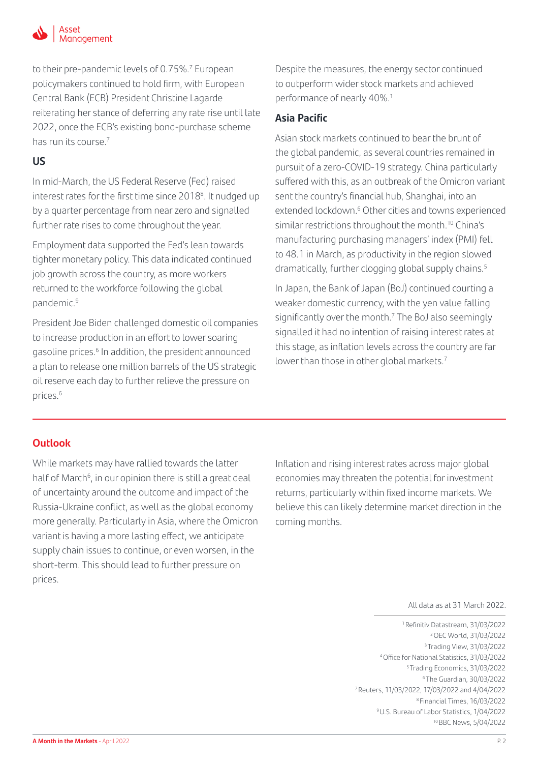to their pre-pandemic levels of 0.75%.[7] European policymakers continued to hold firm, with European Central Bank (ECB) President Christine Lagarde reiterating her stance of deferring any rate rise until late 2022, once the ECB's existing bond-purchase scheme has run its course.[7]

## US

In mid-March, the US Federal Reserve (Fed) raised interest rates for the first time since 2018[8]. It nudged up by a quarter percentage from near zero and signalled further rate rises to come throughout the year.

Employment data supported the Fed's lean towards tighter monetary policy. This data indicated continued job growth across the country, as more workers returned to the workforce following the global pandemic.[9]

President Joe Biden challenged domestic oil companies to increase production in an effort to lower soaring gasoline prices.[6] In addition, the president announced a plan to release one million barrels of the US strategic oil reserve each day to further relieve the pressure on prices.[6]

Despite the measures, the energy sector continued to outperform wider stock markets and achieved performance of nearly 40%.[1]

## Asia Pacific

Asian stock markets continued to bear the brunt of the global pandemic, as several countries remained in pursuit of a zero-COVID-19 strategy. China particularly suffered with this, as an outbreak of the Omicron variant sent the country's financial hub, Shanghai, into an extended lockdown.[6] Other cities and towns experienced similar restrictions throughout the month.[10] China's manufacturing purchasing managers' index (PMI) fell to 48.1 in March, as productivity in the region slowed dramatically, further clogging global supply chains.[5]

In Japan, the Bank of Japan (BoJ) continued courting a weaker domestic currency, with the yen value falling significantly over the month.[7] The BoJ also seemingly signalled it had no intention of raising interest rates at this stage, as inflation levels across the country are far lower than those in other global markets.[7]

## Outlook

While markets may have rallied towards the latter half of March[6], in our opinion there is still a great deal of uncertainty around the outcome and impact of the Russia-Ukraine conflict, as well as the global economy more generally. Particularly in Asia, where the Omicron variant is having a more lasting effect, we anticipate supply chain issues to continue, or even worsen, in the short-term. This should lead to further pressure on prices.

Inflation and rising interest rates across major global economies may threaten the potential for investment returns, particularly within fixed income markets. We believe this can likely determine market direction in the coming months.

All data as at 31 March 2022.

[1] Refinitiv Datastream, 31/03/2022
[2] OEC World, 31/03/2022
[3] Trading View, 31/03/2022
[4] Office for National Statistics, 31/03/2022
[5] Trading Economics, 31/03/2022
[6] The Guardian, 30/03/2022
[7] Reuters, 11/03/2022, 17/03/2022 and 4/04/2022
[8] Financial Times, 16/03/2022
[9] U.S. Bureau of Labor Statistics, 1/04/2022
[10] BBC News, 5/04/2022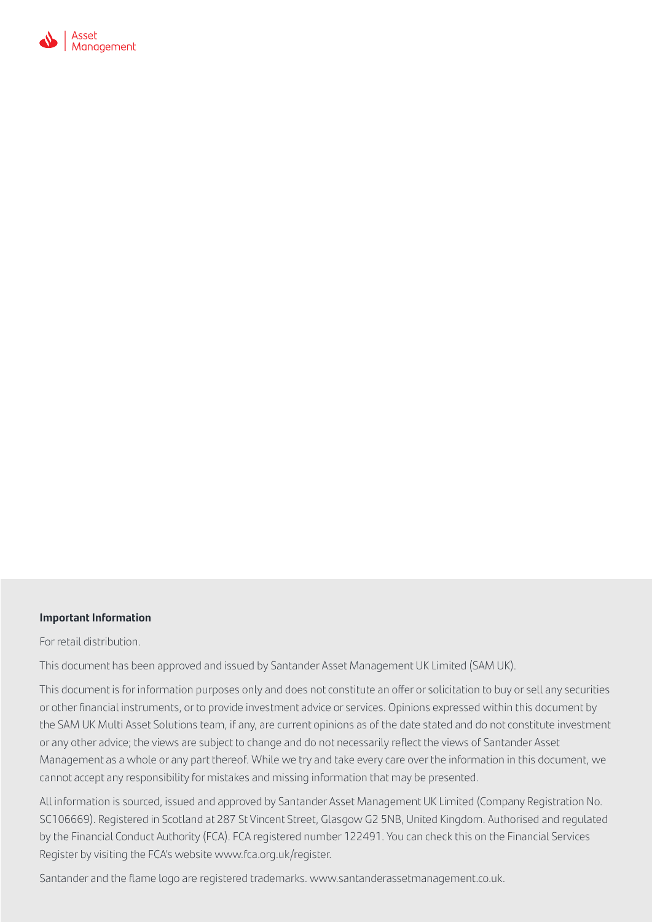**Important Information**

For retail distribution.

This document has been approved and issued by Santander Asset Management UK Limited (SAM UK).

This document is for information purposes only and does not constitute an offer or solicitation to buy or sell any securities or other financial instruments, or to provide investment advice or services. Opinions expressed within this document by the SAM UK Multi Asset Solutions team, if any, are current opinions as of the date stated and do not constitute investment or any other advice; the views are subject to change and do not necessarily reflect the views of Santander Asset Management as a whole or any part thereof. While we try and take every care over the information in this document, we cannot accept any responsibility for mistakes and missing information that may be presented.

All information is sourced, issued and approved by Santander Asset Management UK Limited (Company Registration No. SC106669). Registered in Scotland at 287 St Vincent Street, Glasgow G2 5NB, United Kingdom. Authorised and regulated by the Financial Conduct Authority (FCA). FCA registered number 122491. You can check this on the Financial Services Register by visiting the FCA's website www.fca.org.uk/register.

Santander and the flame logo are registered trademarks. www.santanderassetmanagement.co.uk.